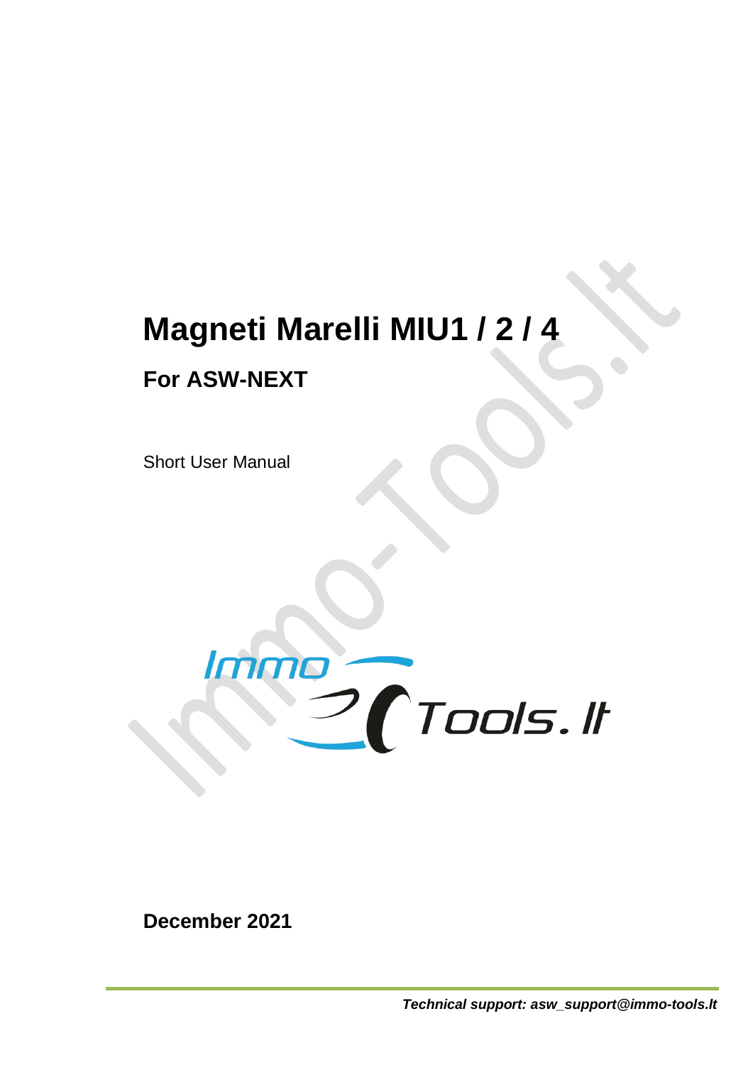# Magneti Marelli MIU1 / 2 / 4

## For ASW-NEXT

Short User Manual

**December 2021**

***Technical support: asw_support@immo-tools.lt***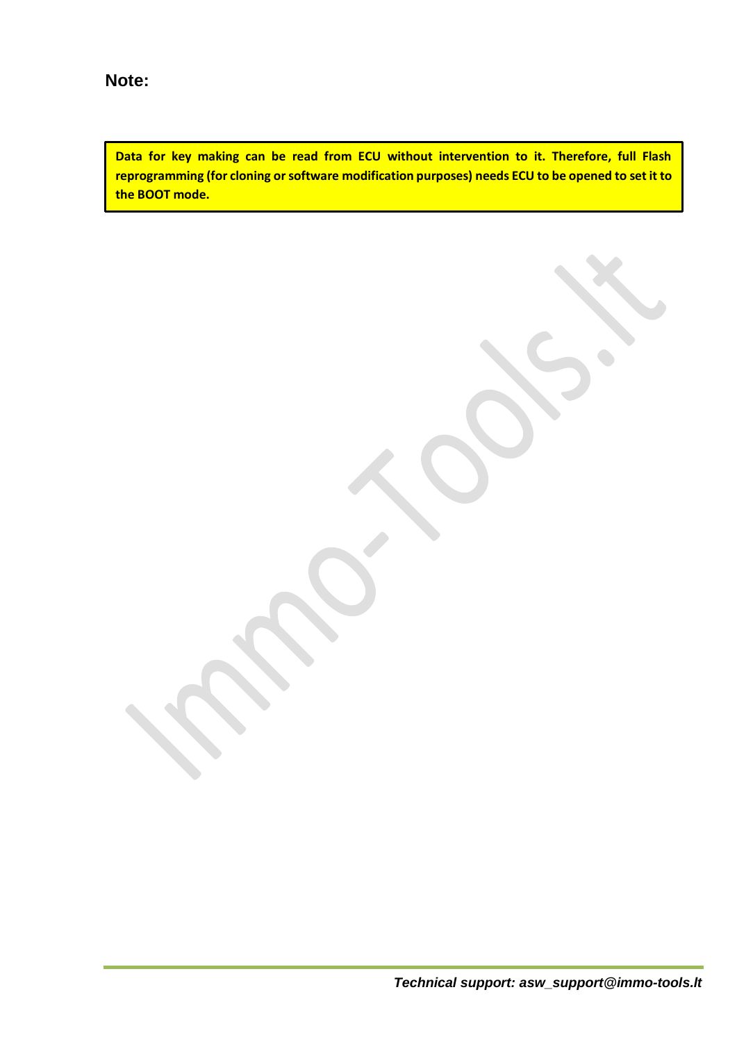**Note:**

> **Data for key making can be read from ECU without intervention to it. Therefore, full Flash reprogramming (for cloning or software modification purposes) needs ECU to be opened to set it to the BOOT mode.**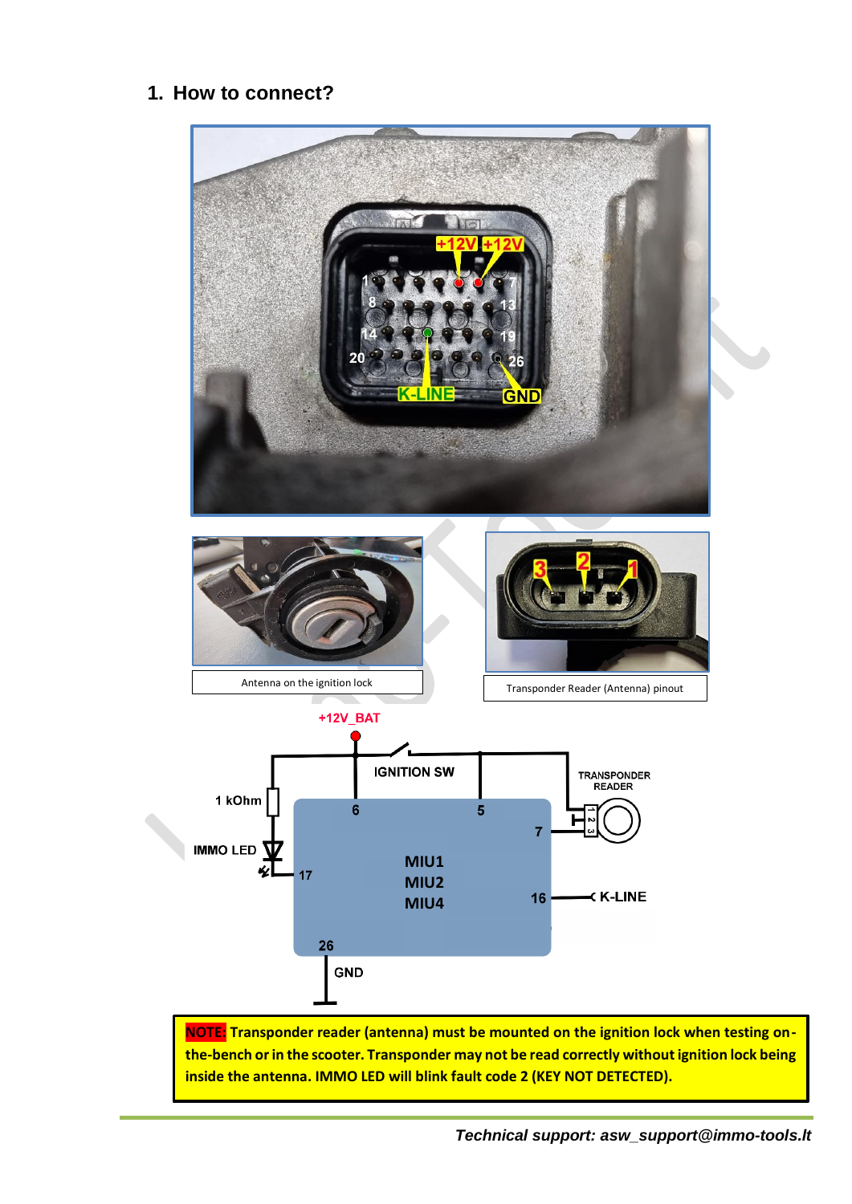## 1. How to connect?

Antenna on the ignition lock

Transponder Reader (Antenna) pinout

**NOTE: Transponder reader (antenna) must be mounted on the ignition lock when testing on-the-bench or in the scooter. Transponder may not be read correctly without ignition lock being inside the antenna. IMMO LED will blink fault code 2 (KEY NOT DETECTED).**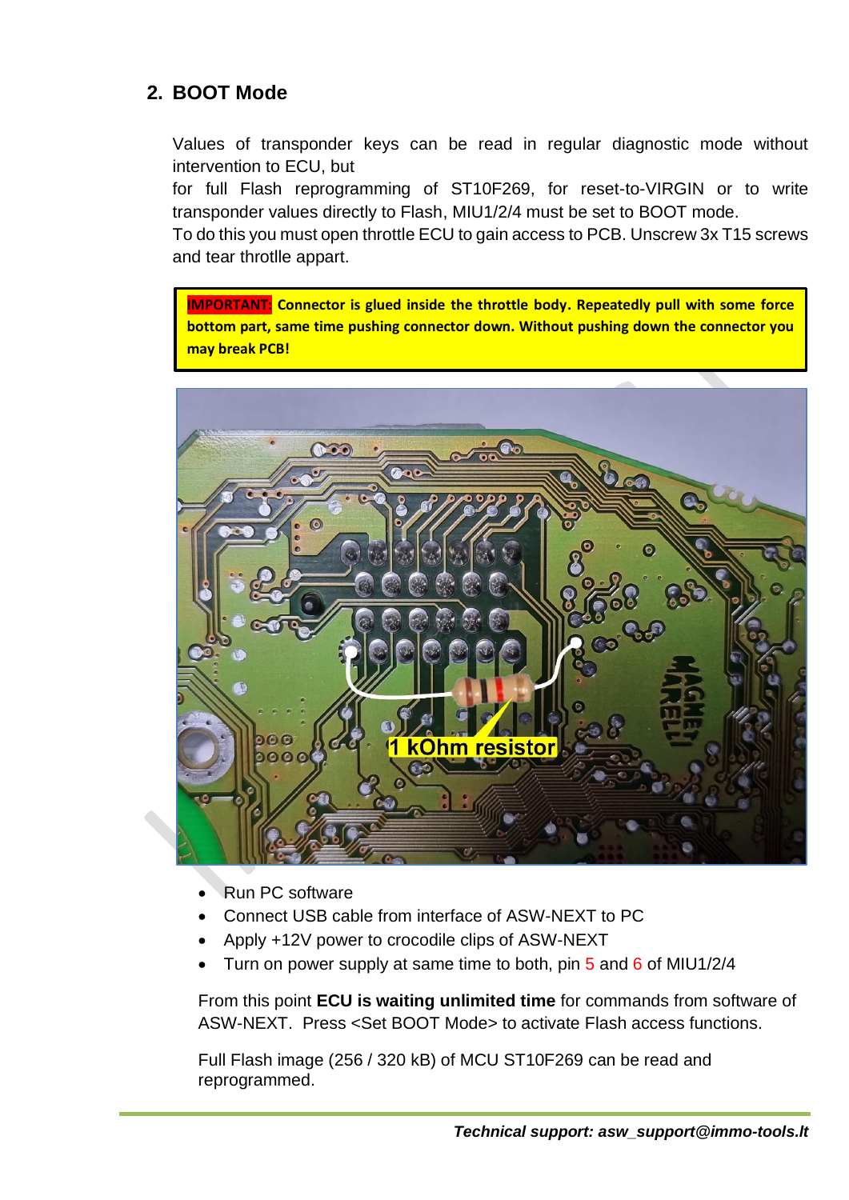## 2. BOOT Mode

Values of transponder keys can be read in regular diagnostic mode without intervention to ECU, but
for full Flash reprogramming of ST10F269, for reset-to-VIRGIN or to write transponder values directly to Flash, MIU1/2/4 must be set to BOOT mode.
To do this you must open throttle ECU to gain access to PCB. Unscrew 3x T15 screws and tear throttle appart.

> **IMPORTANT: Connector is glued inside the throttle body. Repeatedly pull with some force bottom part, same time pushing connector down. Without pushing down the connector you may break PCB!**

1 kOhm resistor

- Run PC software
- Connect USB cable from interface of ASW-NEXT to PC
- Apply +12V power to crocodile clips of ASW-NEXT
- Turn on power supply at same time to both, pin 5 and 6 of MIU1/2/4

From this point **ECU is waiting unlimited time** for commands from software of ASW-NEXT. Press <Set BOOT Mode> to activate Flash access functions.

Full Flash image (256 / 320 kB) of MCU ST10F269 can be read and reprogrammed.

***Technical support: asw_support@immo-tools.lt***